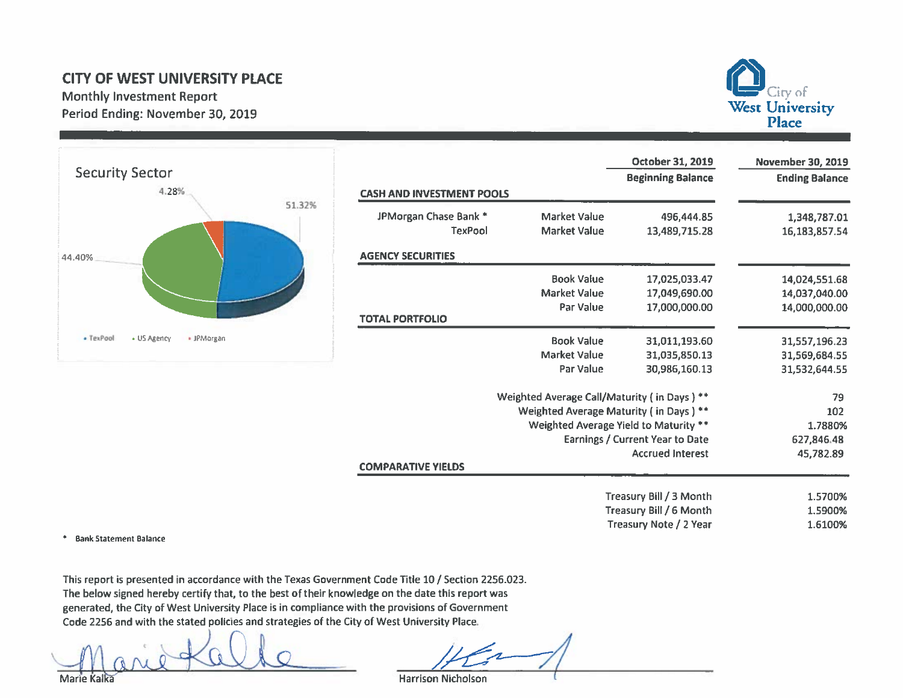# CITY OF WEST UNIVERSITY PLACE

Monthly Investment Report

Period Ending: November 30, 2019

City of West University Place

**Security Sector**

- TexPool: 51.32%
- US Agency: 44.40%
- JPMorgan: 4.28%

| | | October 31, 2019<br>Beginning Balance | November 30, 2019<br>Ending Balance |
|---|---|---|---|
| **CASH AND INVESTMENT POOLS** | | | |
| JPMorgan Chase Bank * | Market Value | 496,444.85 | 1,348,787.01 |
| TexPool | Market Value | 13,489,715.28 | 16,183,857.54 |
| **AGENCY SECURITIES** | | | |
| | Book Value | 17,025,033.47 | 14,024,551.68 |
| | Market Value | 17,049,690.00 | 14,037,040.00 |
| | Par Value | 17,000,000.00 | 14,000,000.00 |
| **TOTAL PORTFOLIO** | | | |
| | Book Value | 31,011,193.60 | 31,557,196.23 |
| | Market Value | 31,035,850.13 | 31,569,684.55 |
| | Par Value | 30,986,160.13 | 31,532,644.55 |
| | Weighted Average Call/Maturity ( in Days ) ** | | 79 |
| | Weighted Average Maturity ( in Days ) ** | | 102 |
| | Weighted Average Yield to Maturity ** | | 1.7880% |
| | Earnings / Current Year to Date | | 627,846.48 |
| | Accrued Interest | | 45,782.89 |
| **COMPARATIVE YIELDS** | | | |
| | Treasury Bill / 3 Month | | 1.5700% |
| | Treasury Bill / 6 Month | | 1.5900% |
| | Treasury Note / 2 Year | | 1.6100% |

\* **Bank Statement Balance**

This report is presented in accordance with the Texas Government Code Title 10 / Section 2256.023. The below signed hereby certify that, to the best of their knowledge on the date this report was generated, the City of West University Place is in compliance with the provisions of Government Code 2256 and with the stated policies and strategies of the City of West University Place.

Marie Kalka

Harrison Nicholson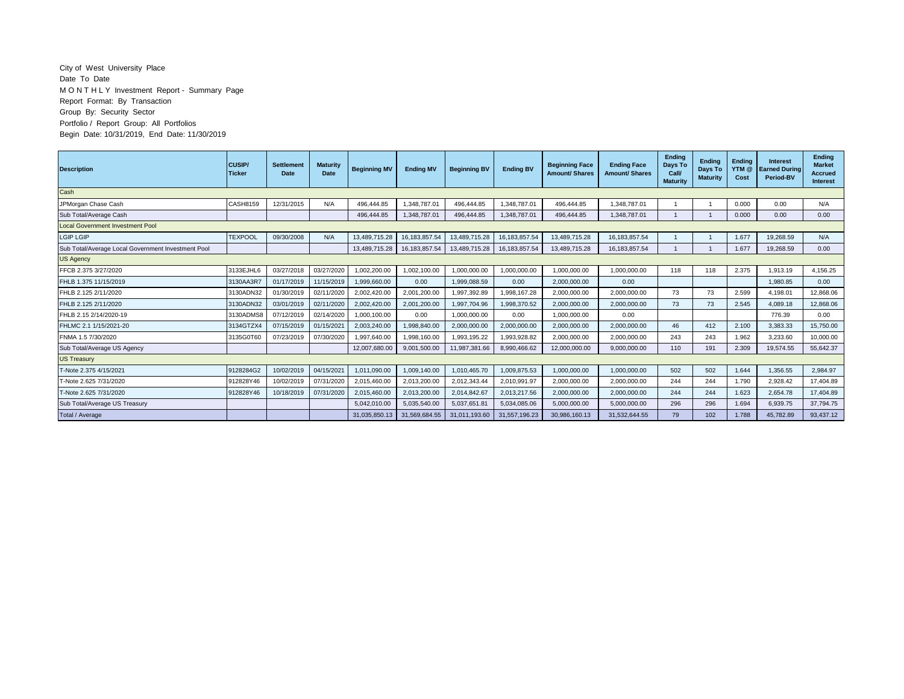City of West University Place
Date To Date
M O N T H L Y Investment Report - Summary Page
Report Format: By Transaction
Group By: Security Sector
Portfolio / Report Group: All Portfolios
Begin Date: 10/31/2019, End Date: 11/30/2019

| Description | CUSIP/ Ticker | Settlement Date | Maturity Date | Beginning MV | Ending MV | Beginning BV | Ending BV | Beginning Face Amount/ Shares | Ending Face Amount/ Shares | Ending Days To Call/ Maturity | Ending Days To Maturity | Ending YTM @ Cost | Interest Earned During Period-BV | Ending Market Accrued Interest |
|---|---|---|---|---|---|---|---|---|---|---|---|---|---|---|
| Cash | | | | | | | | | | | | | | |
| JPMorgan Chase Cash | CASH8159 | 12/31/2015 | N/A | 496,444.85 | 1,348,787.01 | 496,444.85 | 1,348,787.01 | 496,444.85 | 1,348,787.01 | 1 | 1 | 0.000 | 0.00 | N/A |
| Sub Total/Average Cash | | | | 496,444.85 | 1,348,787.01 | 496,444.85 | 1,348,787.01 | 496,444.85 | 1,348,787.01 | 1 | 1 | 0.000 | 0.00 | 0.00 |
| Local Government Investment Pool | | | | | | | | | | | | | | |
| LGIP LGIP | TEXPOOL | 09/30/2008 | N/A | 13,489,715.28 | 16,183,857.54 | 13,489,715.28 | 16,183,857.54 | 13,489,715.28 | 16,183,857.54 | 1 | 1 | 1.677 | 19,268.59 | N/A |
| Sub Total/Average Local Government Investment Pool | | | | 13,489,715.28 | 16,183,857.54 | 13,489,715.28 | 16,183,857.54 | 13,489,715.28 | 16,183,857.54 | 1 | 1 | 1.677 | 19,268.59 | 0.00 |
| US Agency | | | | | | | | | | | | | | |
| FFCB 2.375 3/27/2020 | 3133EJHL6 | 03/27/2018 | 03/27/2020 | 1,002,200.00 | 1,002,100.00 | 1,000,000.00 | 1,000,000.00 | 1,000,000.00 | 1,000,000.00 | 118 | 118 | 2.375 | 1,913.19 | 4,156.25 |
| FHLB 1.375 11/15/2019 | 3130AA3R7 | 01/17/2019 | 11/15/2019 | 1,999,660.00 | 0.00 | 1,999,088.59 | 0.00 | 2,000,000.00 | 0.00 | | | | 1,980.85 | 0.00 |
| FHLB 2.125 2/11/2020 | 3130ADN32 | 01/30/2019 | 02/11/2020 | 2,002,420.00 | 2,001,200.00 | 1,997,392.89 | 1,998,167.28 | 2,000,000.00 | 2,000,000.00 | 73 | 73 | 2.599 | 4,198.01 | 12,868.06 |
| FHLB 2.125 2/11/2020 | 3130ADN32 | 03/01/2019 | 02/11/2020 | 2,002,420.00 | 2,001,200.00 | 1,997,704.96 | 1,998,370.52 | 2,000,000.00 | 2,000,000.00 | 73 | 73 | 2.545 | 4,089.18 | 12,868.06 |
| FHLB 2.15 2/14/2020-19 | 3130ADMS8 | 07/12/2019 | 02/14/2020 | 1,000,100.00 | 0.00 | 1,000,000.00 | 0.00 | 1,000,000.00 | 0.00 | | | | 776.39 | 0.00 |
| FHLMC 2.1 1/15/2021-20 | 3134GTZX4 | 07/15/2019 | 01/15/2021 | 2,003,240.00 | 1,998,840.00 | 2,000,000.00 | 2,000,000.00 | 2,000,000.00 | 2,000,000.00 | 46 | 412 | 2.100 | 3,383.33 | 15,750.00 |
| FNMA 1.5 7/30/2020 | 3135G0T60 | 07/23/2019 | 07/30/2020 | 1,997,640.00 | 1,998,160.00 | 1,993,195.22 | 1,993,928.82 | 2,000,000.00 | 2,000,000.00 | 243 | 243 | 1.962 | 3,233.60 | 10,000.00 |
| Sub Total/Average US Agency | | | | 12,007,680.00 | 9,001,500.00 | 11,987,381.66 | 8,990,466.62 | 12,000,000.00 | 9,000,000.00 | 110 | 191 | 2.309 | 19,574.55 | 55,642.37 |
| US Treasury | | | | | | | | | | | | | | |
| T-Note 2.375 4/15/2021 | 9128284G2 | 10/02/2019 | 04/15/2021 | 1,011,090.00 | 1,009,140.00 | 1,010,465.70 | 1,009,875.53 | 1,000,000.00 | 1,000,000.00 | 502 | 502 | 1.644 | 1,356.55 | 2,984.97 |
| T-Note 2.625 7/31/2020 | 912828Y46 | 10/02/2019 | 07/31/2020 | 2,015,460.00 | 2,013,200.00 | 2,012,343.44 | 2,010,991.97 | 2,000,000.00 | 2,000,000.00 | 244 | 244 | 1.790 | 2,928.42 | 17,404.89 |
| T-Note 2.625 7/31/2020 | 912828Y46 | 10/18/2019 | 07/31/2020 | 2,015,460.00 | 2,013,200.00 | 2,014,842.67 | 2,013,217.56 | 2,000,000.00 | 2,000,000.00 | 244 | 244 | 1.623 | 2,654.78 | 17,404.89 |
| Sub Total/Average US Treasury | | | | 5,042,010.00 | 5,035,540.00 | 5,037,651.81 | 5,034,085.06 | 5,000,000.00 | 5,000,000.00 | 296 | 296 | 1.694 | 6,939.75 | 37,794.75 |
| Total / Average | | | | 31,035,850.13 | 31,569,684.55 | 31,011,193.60 | 31,557,196.23 | 30,986,160.13 | 31,532,644.55 | 79 | 102 | 1.788 | 45,782.89 | 93,437.12 |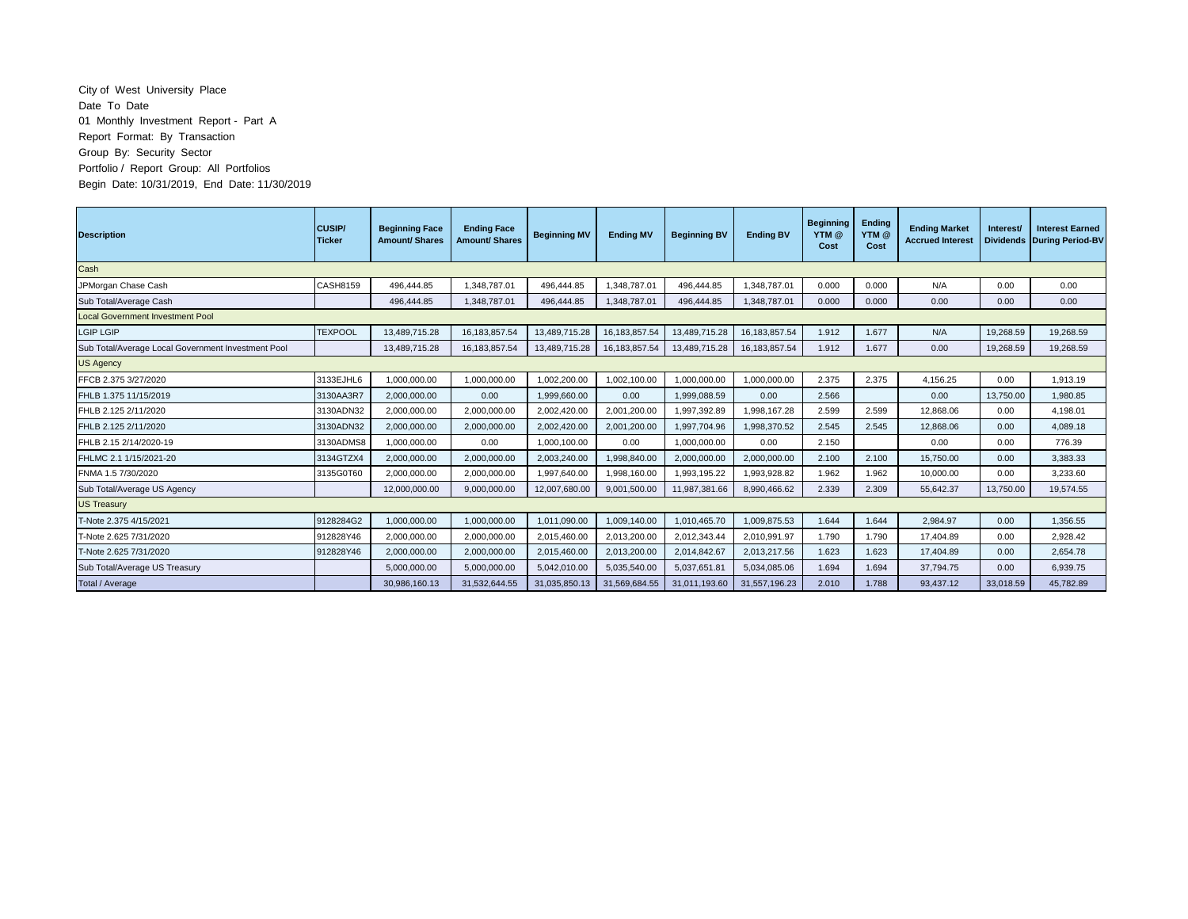City of West University Place
Date To Date
01 Monthly Investment Report - Part A
Report Format: By Transaction
Group By: Security Sector
Portfolio / Report Group: All Portfolios
Begin Date: 10/31/2019, End Date: 11/30/2019

| Description | CUSIP/ Ticker | Beginning Face Amount/ Shares | Ending Face Amount/ Shares | Beginning MV | Ending MV | Beginning BV | Ending BV | Beginning YTM @ Cost | Ending YTM @ Cost | Ending Market Accrued Interest | Interest/ Dividends | Interest Earned During Period-BV |
|---|---|---|---|---|---|---|---|---|---|---|---|---|
| Cash | | | | | | | | | | | | |
| JPMorgan Chase Cash | CASH8159 | 496,444.85 | 1,348,787.01 | 496,444.85 | 1,348,787.01 | 496,444.85 | 1,348,787.01 | 0.000 | 0.000 | N/A | 0.00 | 0.00 |
| Sub Total/Average Cash | | 496,444.85 | 1,348,787.01 | 496,444.85 | 1,348,787.01 | 496,444.85 | 1,348,787.01 | 0.000 | 0.000 | 0.00 | 0.00 | 0.00 |
| Local Government Investment Pool | | | | | | | | | | | | |
| LGIP LGIP | TEXPOOL | 13,489,715.28 | 16,183,857.54 | 13,489,715.28 | 16,183,857.54 | 13,489,715.28 | 16,183,857.54 | 1.912 | 1.677 | N/A | 19,268.59 | 19,268.59 |
| Sub Total/Average Local Government Investment Pool | | 13,489,715.28 | 16,183,857.54 | 13,489,715.28 | 16,183,857.54 | 13,489,715.28 | 16,183,857.54 | 1.912 | 1.677 | 0.00 | 19,268.59 | 19,268.59 |
| US Agency | | | | | | | | | | | | |
| FFCB 2.375 3/27/2020 | 3133EJHL6 | 1,000,000.00 | 1,000,000.00 | 1,002,200.00 | 1,002,100.00 | 1,000,000.00 | 1,000,000.00 | 2.375 | 2.375 | 4,156.25 | 0.00 | 1,913.19 |
| FHLB 1.375 11/15/2019 | 3130AA3R7 | 2,000,000.00 | 0.00 | 1,999,660.00 | 0.00 | 1,999,088.59 | 0.00 | 2.566 | | 0.00 | 13,750.00 | 1,980.85 |
| FHLB 2.125 2/11/2020 | 3130ADN32 | 2,000,000.00 | 2,000,000.00 | 2,002,420.00 | 2,001,200.00 | 1,997,392.89 | 1,998,167.28 | 2.599 | 2.599 | 12,868.06 | 0.00 | 4,198.01 |
| FHLB 2.125 2/11/2020 | 3130ADN32 | 2,000,000.00 | 2,000,000.00 | 2,002,420.00 | 2,001,200.00 | 1,997,704.96 | 1,998,370.52 | 2.545 | 2.545 | 12,868.06 | 0.00 | 4,089.18 |
| FHLB 2.15 2/14/2020-19 | 3130ADMS8 | 1,000,000.00 | 0.00 | 1,000,100.00 | 0.00 | 1,000,000.00 | 0.00 | 2.150 | | 0.00 | 0.00 | 776.39 |
| FHLMC 2.1 1/15/2021-20 | 3134GTZX4 | 2,000,000.00 | 2,000,000.00 | 2,003,240.00 | 1,998,840.00 | 2,000,000.00 | 2,000,000.00 | 2.100 | 2.100 | 15,750.00 | 0.00 | 3,383.33 |
| FNMA 1.5 7/30/2020 | 3135G0T60 | 2,000,000.00 | 2,000,000.00 | 1,997,640.00 | 1,998,160.00 | 1,993,195.22 | 1,993,928.82 | 1.962 | 1.962 | 10,000.00 | 0.00 | 3,233.60 |
| Sub Total/Average US Agency | | 12,000,000.00 | 9,000,000.00 | 12,007,680.00 | 9,001,500.00 | 11,987,381.66 | 8,990,466.62 | 2.339 | 2.309 | 55,642.37 | 13,750.00 | 19,574.55 |
| US Treasury | | | | | | | | | | | | |
| T-Note 2.375 4/15/2021 | 9128284G2 | 1,000,000.00 | 1,000,000.00 | 1,011,090.00 | 1,009,140.00 | 1,010,465.70 | 1,009,875.53 | 1.644 | 1.644 | 2,984.97 | 0.00 | 1,356.55 |
| T-Note 2.625 7/31/2020 | 912828Y46 | 2,000,000.00 | 2,000,000.00 | 2,015,460.00 | 2,013,200.00 | 2,012,343.44 | 2,010,991.97 | 1.790 | 1.790 | 17,404.89 | 0.00 | 2,928.42 |
| T-Note 2.625 7/31/2020 | 912828Y46 | 2,000,000.00 | 2,000,000.00 | 2,015,460.00 | 2,013,200.00 | 2,014,842.67 | 2,013,217.56 | 1.623 | 1.623 | 17,404.89 | 0.00 | 2,654.78 |
| Sub Total/Average US Treasury | | 5,000,000.00 | 5,000,000.00 | 5,042,010.00 | 5,035,540.00 | 5,037,651.81 | 5,034,085.06 | 1.694 | 1.694 | 37,794.75 | 0.00 | 6,939.75 |
| Total / Average | | 30,986,160.13 | 31,532,644.55 | 31,035,850.13 | 31,569,684.55 | 31,011,193.60 | 31,557,196.23 | 2.010 | 1.788 | 93,437.12 | 33,018.59 | 45,782.89 |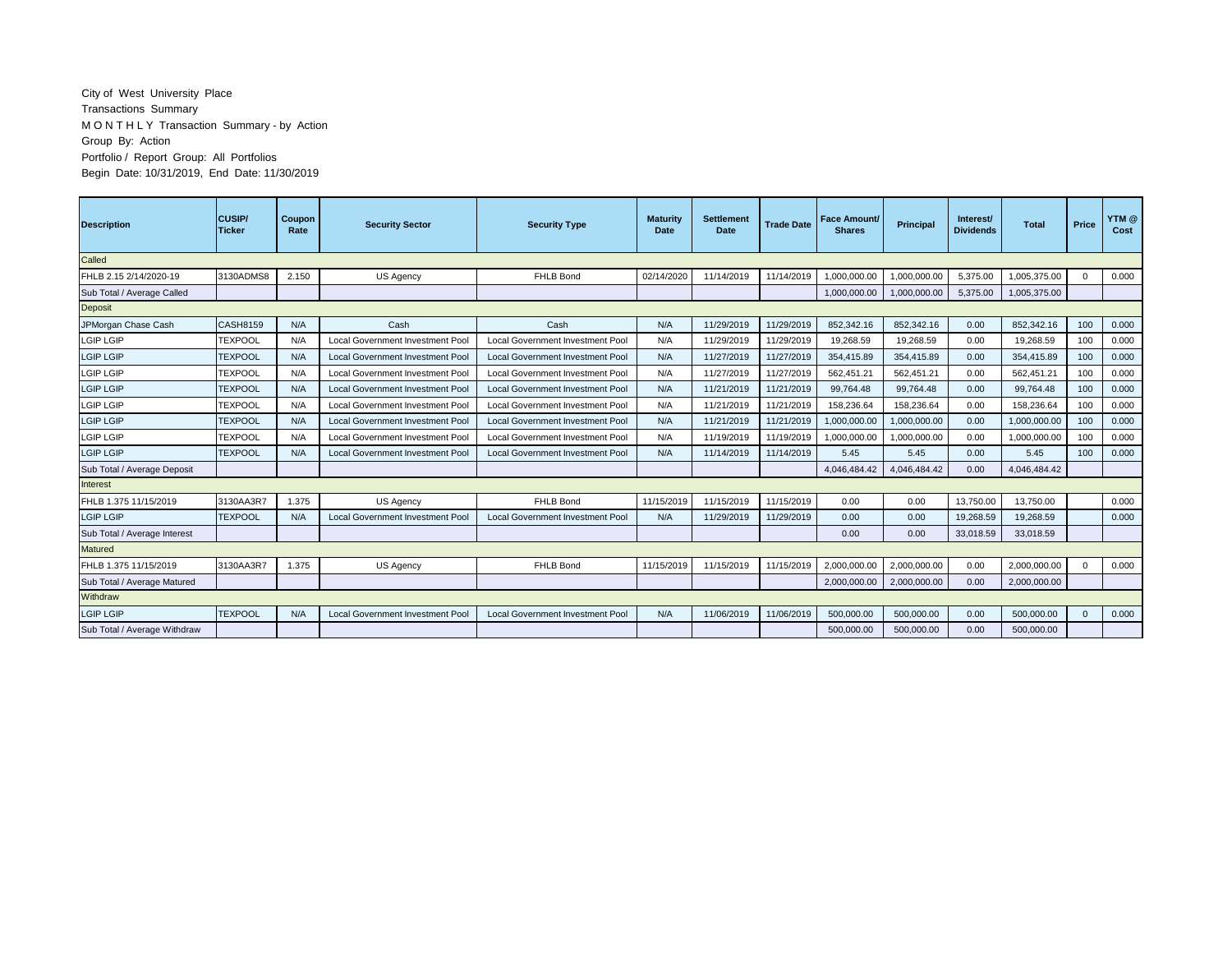City of West University Place
Transactions Summary
M O N T H L Y Transaction Summary - by Action
Group By: Action
Portfolio / Report Group: All Portfolios
Begin Date: 10/31/2019, End Date: 11/30/2019

| Description | CUSIP/ Ticker | Coupon Rate | Security Sector | Security Type | Maturity Date | Settlement Date | Trade Date | Face Amount/ Shares | Principal | Interest/ Dividends | Total | Price | YTM @ Cost |
|---|---|---|---|---|---|---|---|---|---|---|---|---|---|
| Called | | | | | | | | | | | | | |
| FHLB 2.15 2/14/2020-19 | 3130ADMS8 | 2.150 | US Agency | FHLB Bond | 02/14/2020 | 11/14/2019 | 11/14/2019 | 1,000,000.00 | 1,000,000.00 | 5,375.00 | 1,005,375.00 | 0 | 0.000 |
| Sub Total / Average Called | | | | | | | | 1,000,000.00 | 1,000,000.00 | 5,375.00 | 1,005,375.00 | | |
| Deposit | | | | | | | | | | | | | |
| JPMorgan Chase Cash | CASH8159 | N/A | Cash | Cash | N/A | 11/29/2019 | 11/29/2019 | 852,342.16 | 852,342.16 | 0.00 | 852,342.16 | 100 | 0.000 |
| LGIP LGIP | TEXPOOL | N/A | Local Government Investment Pool | Local Government Investment Pool | N/A | 11/29/2019 | 11/29/2019 | 19,268.59 | 19,268.59 | 0.00 | 19,268.59 | 100 | 0.000 |
| LGIP LGIP | TEXPOOL | N/A | Local Government Investment Pool | Local Government Investment Pool | N/A | 11/27/2019 | 11/27/2019 | 354,415.89 | 354,415.89 | 0.00 | 354,415.89 | 100 | 0.000 |
| LGIP LGIP | TEXPOOL | N/A | Local Government Investment Pool | Local Government Investment Pool | N/A | 11/27/2019 | 11/27/2019 | 562,451.21 | 562,451.21 | 0.00 | 562,451.21 | 100 | 0.000 |
| LGIP LGIP | TEXPOOL | N/A | Local Government Investment Pool | Local Government Investment Pool | N/A | 11/21/2019 | 11/21/2019 | 99,764.48 | 99,764.48 | 0.00 | 99,764.48 | 100 | 0.000 |
| LGIP LGIP | TEXPOOL | N/A | Local Government Investment Pool | Local Government Investment Pool | N/A | 11/21/2019 | 11/21/2019 | 158,236.64 | 158,236.64 | 0.00 | 158,236.64 | 100 | 0.000 |
| LGIP LGIP | TEXPOOL | N/A | Local Government Investment Pool | Local Government Investment Pool | N/A | 11/21/2019 | 11/21/2019 | 1,000,000.00 | 1,000,000.00 | 0.00 | 1,000,000.00 | 100 | 0.000 |
| LGIP LGIP | TEXPOOL | N/A | Local Government Investment Pool | Local Government Investment Pool | N/A | 11/19/2019 | 11/19/2019 | 1,000,000.00 | 1,000,000.00 | 0.00 | 1,000,000.00 | 100 | 0.000 |
| LGIP LGIP | TEXPOOL | N/A | Local Government Investment Pool | Local Government Investment Pool | N/A | 11/14/2019 | 11/14/2019 | 5.45 | 5.45 | 0.00 | 5.45 | 100 | 0.000 |
| Sub Total / Average Deposit | | | | | | | | 4,046,484.42 | 4,046,484.42 | 0.00 | 4,046,484.42 | | |
| Interest | | | | | | | | | | | | | |
| FHLB 1.375 11/15/2019 | 3130AA3R7 | 1.375 | US Agency | FHLB Bond | 11/15/2019 | 11/15/2019 | 11/15/2019 | 0.00 | 0.00 | 13,750.00 | 13,750.00 | | 0.000 |
| LGIP LGIP | TEXPOOL | N/A | Local Government Investment Pool | Local Government Investment Pool | N/A | 11/29/2019 | 11/29/2019 | 0.00 | 0.00 | 19,268.59 | 19,268.59 | | 0.000 |
| Sub Total / Average Interest | | | | | | | | 0.00 | 0.00 | 33,018.59 | 33,018.59 | | |
| Matured | | | | | | | | | | | | | |
| FHLB 1.375 11/15/2019 | 3130AA3R7 | 1.375 | US Agency | FHLB Bond | 11/15/2019 | 11/15/2019 | 11/15/2019 | 2,000,000.00 | 2,000,000.00 | 0.00 | 2,000,000.00 | 0 | 0.000 |
| Sub Total / Average Matured | | | | | | | | 2,000,000.00 | 2,000,000.00 | 0.00 | 2,000,000.00 | | |
| Withdraw | | | | | | | | | | | | | |
| LGIP LGIP | TEXPOOL | N/A | Local Government Investment Pool | Local Government Investment Pool | N/A | 11/06/2019 | 11/06/2019 | 500,000.00 | 500,000.00 | 0.00 | 500,000.00 | 0 | 0.000 |
| Sub Total / Average Withdraw | | | | | | | | 500,000.00 | 500,000.00 | 0.00 | 500,000.00 | | |